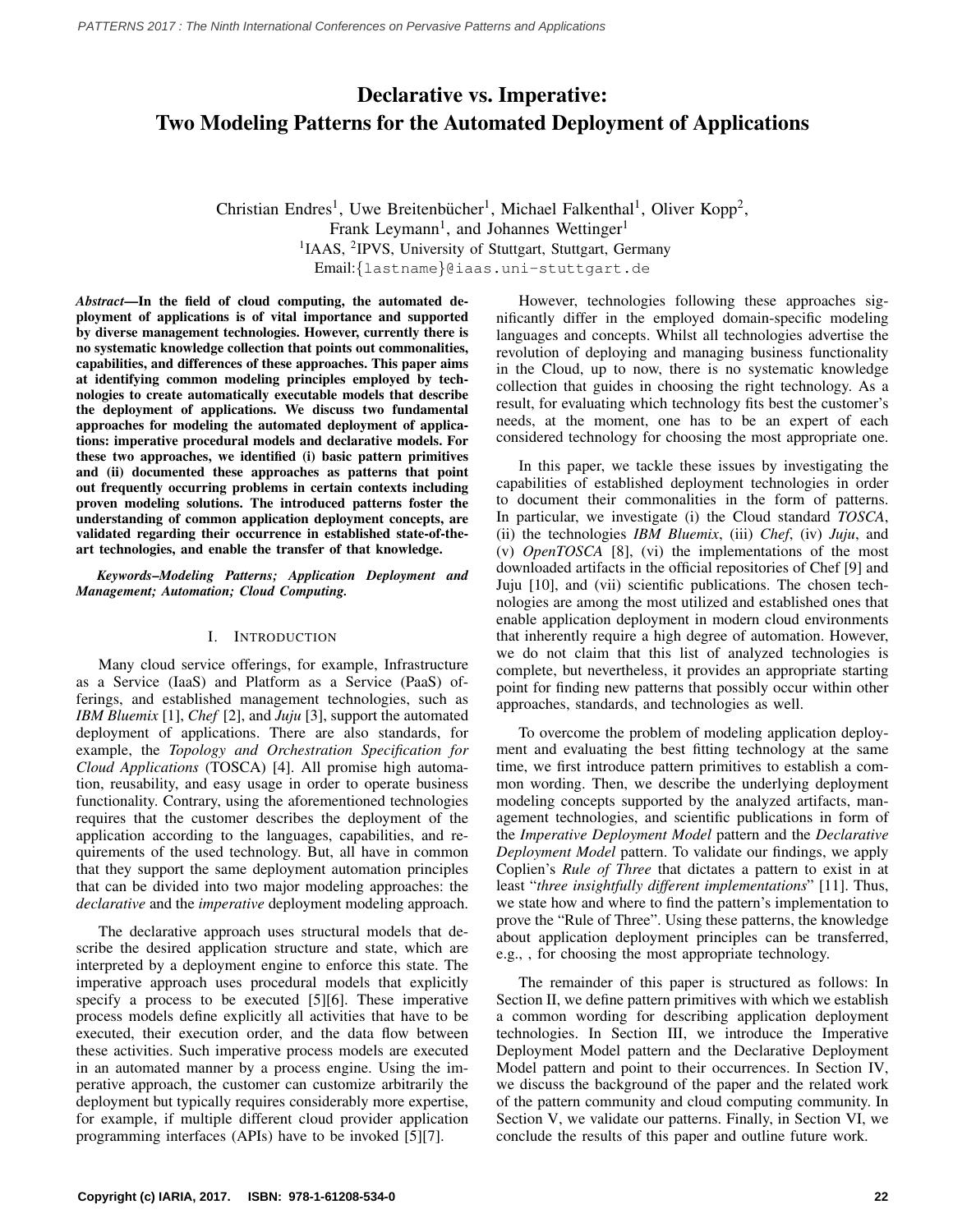# Declarative vs. Imperative: Two Modeling Patterns for the Automated Deployment of Applications

Christian Endres[1], Uwe Breitenbücher[1], Michael Falkenthal[1], Oliver Kopp[2], Frank Leymann[1], and Johannes Wettinger[1]

[1]IAAS, [2]IPVS, University of Stuttgart, Stuttgart, Germany

Email:{lastname}@iaas.uni-stuttgart.de

***Abstract*—In the field of cloud computing, the automated deployment of applications is of vital importance and supported by diverse management technologies. However, currently there is no systematic knowledge collection that points out commonalities, capabilities, and differences of these approaches. This paper aims at identifying common modeling principles employed by technologies to create automatically executable models that describe the deployment of applications. We discuss two fundamental approaches for modeling the automated deployment of applications: imperative procedural models and declarative models. For these two approaches, we identified (i) basic pattern primitives and (ii) documented these approaches as patterns that point out frequently occurring problems in certain contexts including proven modeling solutions. The introduced patterns foster the understanding of common application deployment concepts, are validated regarding their occurrence in established state-of-the-art technologies, and enable the transfer of that knowledge.**

***Keywords*–*Modeling Patterns; Application Deployment and Management; Automation; Cloud Computing.***

## I. Introduction

Many cloud service offerings, for example, Infrastructure as a Service (IaaS) and Platform as a Service (PaaS) offerings, and established management technologies, such as *IBM Bluemix* [1], *Chef* [2], and *Juju* [3], support the automated deployment of applications. There are also standards, for example, the *Topology and Orchestration Specification for Cloud Applications* (TOSCA) [4]. All promise high automation, reusability, and easy usage in order to operate business functionality. Contrary, using the aforementioned technologies requires that the customer describes the deployment of the application according to the languages, capabilities, and requirements of the used technology. But, all have in common that they support the same deployment automation principles that can be divided into two major modeling approaches: the *declarative* and the *imperative* deployment modeling approach.

The declarative approach uses structural models that describe the desired application structure and state, which are interpreted by a deployment engine to enforce this state. The imperative approach uses procedural models that explicitly specify a process to be executed [5][6]. These imperative process models define explicitly all activities that have to be executed, their execution order, and the data flow between these activities. Such imperative process models are executed in an automated manner by a process engine. Using the imperative approach, the customer can customize arbitrarily the deployment but typically requires considerably more expertise, for example, if multiple different cloud provider application programming interfaces (APIs) have to be invoked [5][7].

However, technologies following these approaches significantly differ in the employed domain-specific modeling languages and concepts. Whilst all technologies advertise the revolution of deploying and managing business functionality in the Cloud, up to now, there is no systematic knowledge collection that guides in choosing the right technology. As a result, for evaluating which technology fits best the customer's needs, at the moment, one has to be an expert of each considered technology for choosing the most appropriate one.

In this paper, we tackle these issues by investigating the capabilities of established deployment technologies in order to document their commonalities in the form of patterns. In particular, we investigate (i) the Cloud standard *TOSCA*, (ii) the technologies *IBM Bluemix*, (iii) *Chef*, (iv) *Juju*, and (v) *OpenTOSCA* [8], (vi) the implementations of the most downloaded artifacts in the official repositories of Chef [9] and Juju [10], and (vii) scientific publications. The chosen technologies are among the most utilized and established ones that enable application deployment in modern cloud environments that inherently require a high degree of automation. However, we do not claim that this list of analyzed technologies is complete, but nevertheless, it provides an appropriate starting point for finding new patterns that possibly occur within other approaches, standards, and technologies as well.

To overcome the problem of modeling application deployment and evaluating the best fitting technology at the same time, we first introduce pattern primitives to establish a common wording. Then, we describe the underlying deployment modeling concepts supported by the analyzed artifacts, management technologies, and scientific publications in form of the *Imperative Deployment Model* pattern and the *Declarative Deployment Model* pattern. To validate our findings, we apply Coplien's *Rule of Three* that dictates a pattern to exist in at least "*three insightfully different implementations*" [11]. Thus, we state how and where to find the pattern's implementation to prove the "Rule of Three". Using these patterns, the knowledge about application deployment principles can be transferred, e.g., , for choosing the most appropriate technology.

The remainder of this paper is structured as follows: In Section II, we define pattern primitives with which we establish a common wording for describing application deployment technologies. In Section III, we introduce the Imperative Deployment Model pattern and the Declarative Deployment Model pattern and point to their occurrences. In Section IV, we discuss the background of the paper and the related work of the pattern community and cloud computing community. In Section V, we validate our patterns. Finally, in Section VI, we conclude the results of this paper and outline future work.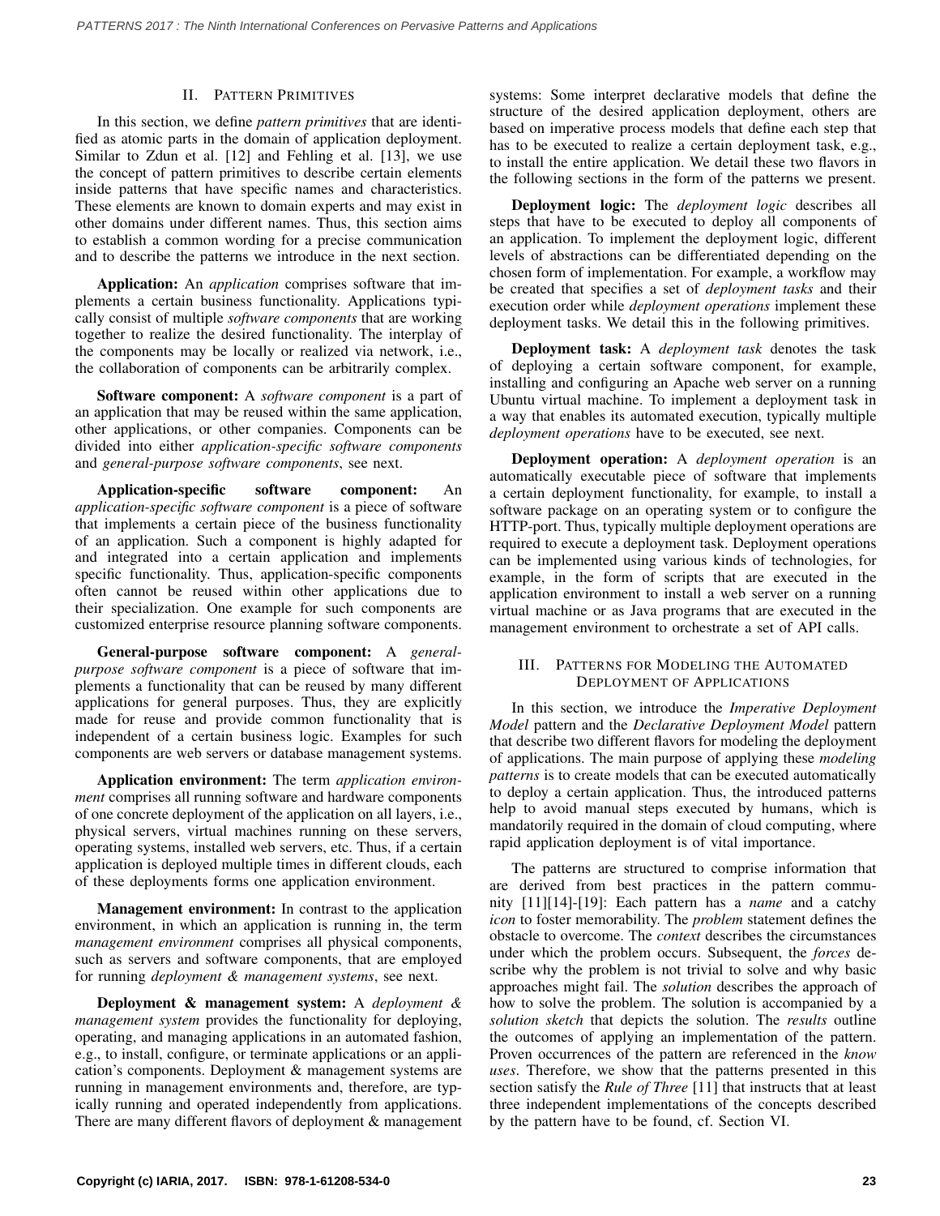## II. Pattern Primitives

In this section, we define *pattern primitives* that are identified as atomic parts in the domain of application deployment. Similar to Zdun et al. [12] and Fehling et al. [13], we use the concept of pattern primitives to describe certain elements inside patterns that have specific names and characteristics. These elements are known to domain experts and may exist in other domains under different names. Thus, this section aims to establish a common wording for a precise communication and to describe the patterns we introduce in the next section.

**Application:** An *application* comprises software that implements a certain business functionality. Applications typically consist of multiple *software components* that are working together to realize the desired functionality. The interplay of the components may be locally or realized via network, i.e., the collaboration of components can be arbitrarily complex.

**Software component:** A *software component* is a part of an application that may be reused within the same application, other applications, or other companies. Components can be divided into either *application-specific software components* and *general-purpose software components*, see next.

**Application-specific software component:** An *application-specific software component* is a piece of software that implements a certain piece of the business functionality of an application. Such a component is highly adapted for and integrated into a certain application and implements specific functionality. Thus, application-specific components often cannot be reused within other applications due to their specialization. One example for such components are customized enterprise resource planning software components.

**General-purpose software component:** A *general-purpose software component* is a piece of software that implements a functionality that can be reused by many different applications for general purposes. Thus, they are explicitly made for reuse and provide common functionality that is independent of a certain business logic. Examples for such components are web servers or database management systems.

**Application environment:** The term *application environment* comprises all running software and hardware components of one concrete deployment of the application on all layers, i.e., physical servers, virtual machines running on these servers, operating systems, installed web servers, etc. Thus, if a certain application is deployed multiple times in different clouds, each of these deployments forms one application environment.

**Management environment:** In contrast to the application environment, in which an application is running in, the term *management environment* comprises all physical components, such as servers and software components, that are employed for running *deployment & management systems*, see next.

**Deployment & management system:** A *deployment & management system* provides the functionality for deploying, operating, and managing applications in an automated fashion, e.g., to install, configure, or terminate applications or an application's components. Deployment & management systems are running in management environments and, therefore, are typically running and operated independently from applications. There are many different flavors of deployment & management systems: Some interpret declarative models that define the structure of the desired application deployment, others are based on imperative process models that define each step that has to be executed to realize a certain deployment task, e.g., to install the entire application. We detail these two flavors in the following sections in the form of the patterns we present.

**Deployment logic:** The *deployment logic* describes all steps that have to be executed to deploy all components of an application. To implement the deployment logic, different levels of abstractions can be differentiated depending on the chosen form of implementation. For example, a workflow may be created that specifies a set of *deployment tasks* and their execution order while *deployment operations* implement these deployment tasks. We detail this in the following primitives.

**Deployment task:** A *deployment task* denotes the task of deploying a certain software component, for example, installing and configuring an Apache web server on a running Ubuntu virtual machine. To implement a deployment task in a way that enables its automated execution, typically multiple *deployment operations* have to be executed, see next.

**Deployment operation:** A *deployment operation* is an automatically executable piece of software that implements a certain deployment functionality, for example, to install a software package on an operating system or to configure the HTTP-port. Thus, typically multiple deployment operations are required to execute a deployment task. Deployment operations can be implemented using various kinds of technologies, for example, in the form of scripts that are executed in the application environment to install a web server on a running virtual machine or as Java programs that are executed in the management environment to orchestrate a set of API calls.

## III. Patterns for Modeling the Automated Deployment of Applications

In this section, we introduce the *Imperative Deployment Model* pattern and the *Declarative Deployment Model* pattern that describe two different flavors for modeling the deployment of applications. The main purpose of applying these *modeling patterns* is to create models that can be executed automatically to deploy a certain application. Thus, the introduced patterns help to avoid manual steps executed by humans, which is mandatorily required in the domain of cloud computing, where rapid application deployment is of vital importance.

The patterns are structured to comprise information that are derived from best practices in the pattern community [11][14]-[19]: Each pattern has a *name* and a catchy *icon* to foster memorability. The *problem* statement defines the obstacle to overcome. The *context* describes the circumstances under which the problem occurs. Subsequent, the *forces* describe why the problem is not trivial to solve and why basic approaches might fail. The *solution* describes the approach of how to solve the problem. The solution is accompanied by a *solution sketch* that depicts the solution. The *results* outline the outcomes of applying an implementation of the pattern. Proven occurrences of the pattern are referenced in the *know uses*. Therefore, we show that the patterns presented in this section satisfy the *Rule of Three* [11] that instructs that at least three independent implementations of the concepts described by the pattern have to be found, cf. Section VI.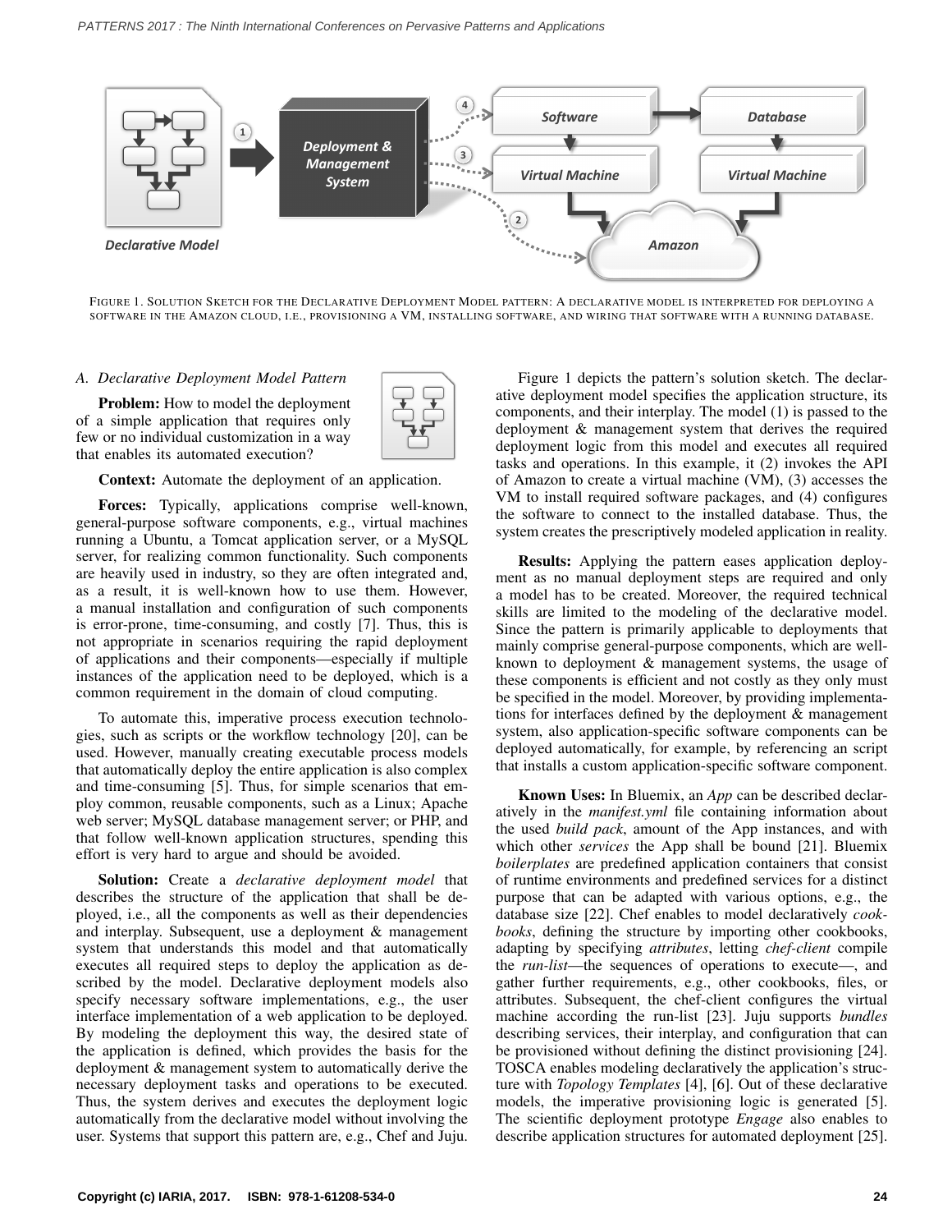FIGURE 1. SOLUTION SKETCH FOR THE DECLARATIVE DEPLOYMENT MODEL PATTERN: A DECLARATIVE MODEL IS INTERPRETED FOR DEPLOYING A SOFTWARE IN THE AMAZON CLOUD, I.E., PROVISIONING A VM, INSTALLING SOFTWARE, AND WIRING THAT SOFTWARE WITH A RUNNING DATABASE.

### A. Declarative Deployment Model Pattern

**Problem:** How to model the deployment of a simple application that requires only few or no individual customization in a way that enables its automated execution?

**Context:** Automate the deployment of an application.

**Forces:** Typically, applications comprise well-known, general-purpose software components, e.g., virtual machines running a Ubuntu, a Tomcat application server, or a MySQL server, for realizing common functionality. Such components are heavily used in industry, so they are often integrated and, as a result, it is well-known how to use them. However, a manual installation and configuration of such components is error-prone, time-consuming, and costly [7]. Thus, this is not appropriate in scenarios requiring the rapid deployment of applications and their components—especially if multiple instances of the application need to be deployed, which is a common requirement in the domain of cloud computing.

To automate this, imperative process execution technologies, such as scripts or the workflow technology [20], can be used. However, manually creating executable process models that automatically deploy the entire application is also complex and time-consuming [5]. Thus, for simple scenarios that employ common, reusable components, such as a Linux; Apache web server; MySQL database management server; or PHP, and that follow well-known application structures, spending this effort is very hard to argue and should be avoided.

**Solution:** Create a *declarative deployment model* that describes the structure of the application that shall be deployed, i.e., all the components as well as their dependencies and interplay. Subsequent, use a deployment & management system that understands this model and that automatically executes all required steps to deploy the application as described by the model. Declarative deployment models also specify necessary software implementations, e.g., the user interface implementation of a web application to be deployed. By modeling the deployment this way, the desired state of the application is defined, which provides the basis for the deployment & management system to automatically derive the necessary deployment tasks and operations to be executed. Thus, the system derives and executes the deployment logic automatically from the declarative model without involving the user. Systems that support this pattern are, e.g., Chef and Juju.

Figure 1 depicts the pattern's solution sketch. The declarative deployment model specifies the application structure, its components, and their interplay. The model (1) is passed to the deployment & management system that derives the required deployment logic from this model and executes all required tasks and operations. In this example, it (2) invokes the API of Amazon to create a virtual machine (VM), (3) accesses the VM to install required software packages, and (4) configures the software to connect to the installed database. Thus, the system creates the prescriptively modeled application in reality.

**Results:** Applying the pattern eases application deployment as no manual deployment steps are required and only a model has to be created. Moreover, the required technical skills are limited to the modeling of the declarative model. Since the pattern is primarily applicable to deployments that mainly comprise general-purpose components, which are well-known to deployment & management systems, the usage of these components is efficient and not costly as they only must be specified in the model. Moreover, by providing implementations for interfaces defined by the deployment & management system, also application-specific software components can be deployed automatically, for example, by referencing an script that installs a custom application-specific software component.

**Known Uses:** In Bluemix, an *App* can be described declaratively in the *manifest.yml* file containing information about the used *build pack*, amount of the App instances, and with which other *services* the App shall be bound [21]. Bluemix *boilerplates* are predefined application containers that consist of runtime environments and predefined services for a distinct purpose that can be adapted with various options, e.g., the database size [22]. Chef enables to model declaratively *cookbooks*, defining the structure by importing other cookbooks, adapting by specifying *attributes*, letting *chef-client* compile the *run-list*—the sequences of operations to execute—, and gather further requirements, e.g., other cookbooks, files, or attributes. Subsequent, the chef-client configures the virtual machine according the run-list [23]. Juju supports *bundles* describing services, their interplay, and configuration that can be provisioned without defining the distinct provisioning [24]. TOSCA enables modeling declaratively the application's structure with *Topology Templates* [4], [6]. Out of these declarative models, the imperative provisioning logic is generated [5]. The scientific deployment prototype *Engage* also enables to describe application structures for automated deployment [25].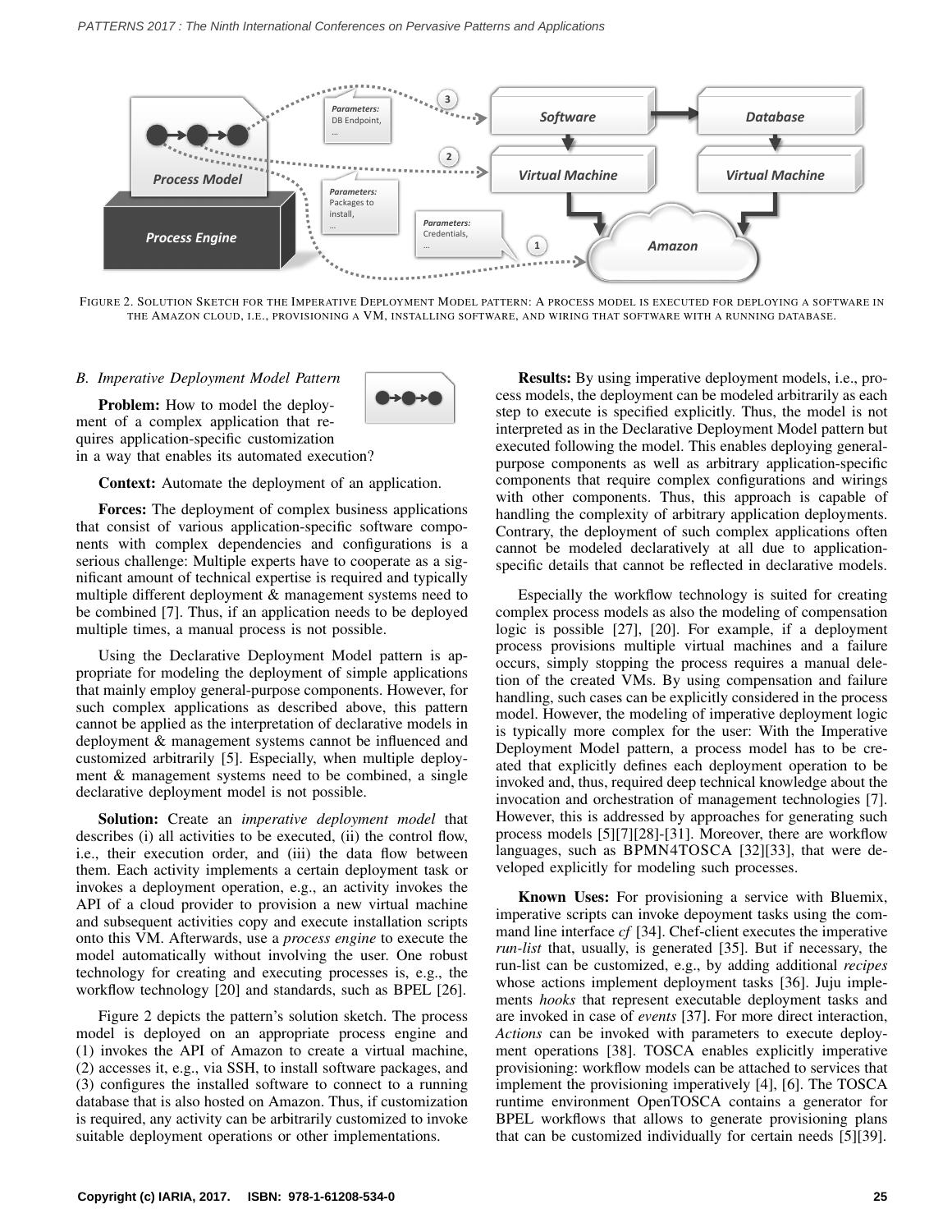FIGURE 2. SOLUTION SKETCH FOR THE IMPERATIVE DEPLOYMENT MODEL PATTERN: A PROCESS MODEL IS EXECUTED FOR DEPLOYING A SOFTWARE IN THE AMAZON CLOUD, I.E., PROVISIONING A VM, INSTALLING SOFTWARE, AND WIRING THAT SOFTWARE WITH A RUNNING DATABASE.

### *B. Imperative Deployment Model Pattern*

**Problem:** How to model the deployment of a complex application that requires application-specific customization in a way that enables its automated execution?

**Context:** Automate the deployment of an application.

**Forces:** The deployment of complex business applications that consist of various application-specific software components with complex dependencies and configurations is a serious challenge: Multiple experts have to cooperate as a significant amount of technical expertise is required and typically multiple different deployment & management systems need to be combined [7]. Thus, if an application needs to be deployed multiple times, a manual process is not possible.

Using the Declarative Deployment Model pattern is appropriate for modeling the deployment of simple applications that mainly employ general-purpose components. However, for such complex applications as described above, this pattern cannot be applied as the interpretation of declarative models in deployment & management systems cannot be influenced and customized arbitrarily [5]. Especially, when multiple deployment & management systems need to be combined, a single declarative deployment model is not possible.

**Solution:** Create an *imperative deployment model* that describes (i) all activities to be executed, (ii) the control flow, i.e., their execution order, and (iii) the data flow between them. Each activity implements a certain deployment task or invokes a deployment operation, e.g., an activity invokes the API of a cloud provider to provision a new virtual machine and subsequent activities copy and execute installation scripts onto this VM. Afterwards, use a *process engine* to execute the model automatically without involving the user. One robust technology for creating and executing processes is, e.g., the workflow technology [20] and standards, such as BPEL [26].

Figure 2 depicts the pattern's solution sketch. The process model is deployed on an appropriate process engine and (1) invokes the API of Amazon to create a virtual machine, (2) accesses it, e.g., via SSH, to install software packages, and (3) configures the installed software to connect to a running database that is also hosted on Amazon. Thus, if customization is required, any activity can be arbitrarily customized to invoke suitable deployment operations or other implementations.

**Results:** By using imperative deployment models, i.e., process models, the deployment can be modeled arbitrarily as each step to execute is specified explicitly. Thus, the model is not interpreted as in the Declarative Deployment Model pattern but executed following the model. This enables deploying general-purpose components as well as arbitrary application-specific components that require complex configurations and wirings with other components. Thus, this approach is capable of handling the complexity of arbitrary application deployments. Contrary, the deployment of such complex applications often cannot be modeled declaratively at all due to application-specific details that cannot be reflected in declarative models.

Especially the workflow technology is suited for creating complex process models as also the modeling of compensation logic is possible [27], [20]. For example, if a deployment process provisions multiple virtual machines and a failure occurs, simply stopping the process requires a manual deletion of the created VMs. By using compensation and failure handling, such cases can be explicitly considered in the process model. However, the modeling of imperative deployment logic is typically more complex for the user: With the Imperative Deployment Model pattern, a process model has to be created that explicitly defines each deployment operation to be invoked and, thus, required deep technical knowledge about the invocation and orchestration of management technologies [7]. However, this is addressed by approaches for generating such process models [5][7][28]-[31]. Moreover, there are workflow languages, such as BPMN4TOSCA [32][33], that were developed explicitly for modeling such processes.

**Known Uses:** For provisioning a service with Bluemix, imperative scripts can invoke depoyment tasks using the command line interface *cf* [34]. Chef-client executes the imperative *run-list* that, usually, is generated [35]. But if necessary, the run-list can be customized, e.g., by adding additional *recipes* whose actions implement deployment tasks [36]. Juju implements *hooks* that represent executable deployment tasks and are invoked in case of *events* [37]. For more direct interaction, *Actions* can be invoked with parameters to execute deployment operations [38]. TOSCA enables explicitly imperative provisioning: workflow models can be attached to services that implement the provisioning imperatively [4], [6]. The TOSCA runtime environment OpenTOSCA contains a generator for BPEL workflows that allows to generate provisioning plans that can be customized individually for certain needs [5][39].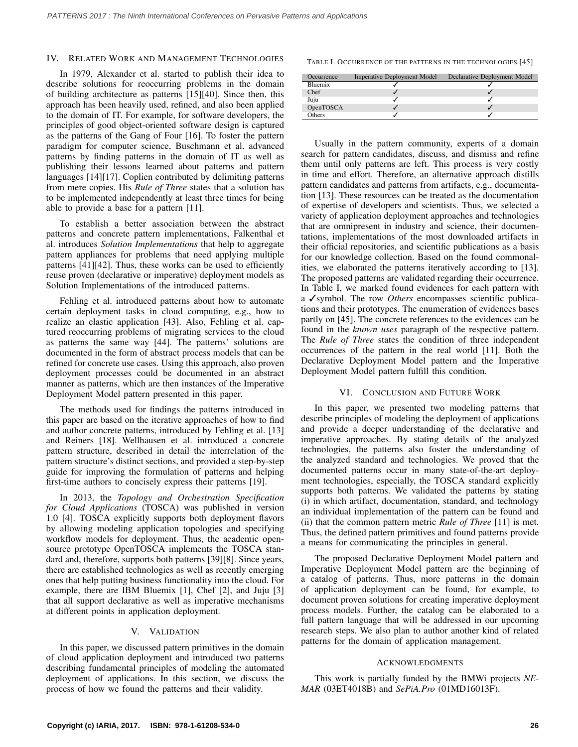## IV. RELATED WORK AND MANAGEMENT TECHNOLOGIES

In 1979, Alexander et al. started to publish their idea to describe solutions for reoccurring problems in the domain of building architecture as patterns [15][40]. Since then, this approach has been heavily used, refined, and also been applied to the domain of IT. For example, for software developers, the principles of good object-oriented software design is captured as the patterns of the Gang of Four [16]. To foster the pattern paradigm for computer science, Buschmann et al. advanced patterns by finding patterns in the domain of IT as well as publishing their lessons learned about patterns and pattern languages [14][17]. Coplien contributed by delimiting patterns from mere copies. His *Rule of Three* states that a solution has to be implemented independently at least three times for being able to provide a base for a pattern [11].

To establish a better association between the abstract patterns and concrete pattern implementations, Falkenthal et al. introduces *Solution Implementations* that help to aggregate pattern appliances for problems that need applying multiple patterns [41][42]. Thus, these works can be used to efficiently reuse proven (declarative or imperative) deployment models as Solution Implementations of the introduced patterns.

Fehling et al. introduced patterns about how to automate certain deployment tasks in cloud computing, e.g., how to realize an elastic application [43]. Also, Fehling et al. captured reoccurring problems of migrating services to the cloud as patterns the same way [44]. The patterns' solutions are documented in the form of abstract process models that can be refined for concrete use cases. Using this approach, also proven deployment processes could be documented in an abstract manner as patterns, which are then instances of the Imperative Deployment Model pattern presented in this paper.

The methods used for findings the patterns introduced in this paper are based on the iterative approaches of how to find and author concrete patterns, introduced by Fehling et al. [13] and Reiners [18]. Wellhausen et al. introduced a concrete pattern structure, described in detail the interrelation of the pattern structure's distinct sections, and provided a step-by-step guide for improving the formulation of patterns and helping first-time authors to concisely express their patterns [19].

In 2013, the *Topology and Orchestration Specification for Cloud Applications* (TOSCA) was published in version 1.0 [4]. TOSCA explicitly supports both deployment flavors by allowing modeling application topologies and specifying workflow models for deployment. Thus, the academic open-source prototype OpenTOSCA implements the TOSCA standard and, therefore, supports both patterns [39][8]. Since years, there are established technologies as well as recently emerging ones that help putting business functionality into the cloud. For example, there are IBM Bluemix [1], Chef [2], and Juju [3] that all support declarative as well as imperative mechanisms at different points in application deployment.

## V. VALIDATION

In this paper, we discussed pattern primitives in the domain of cloud application deployment and introduced two patterns describing fundamental principles of modeling the automated deployment of applications. In this section, we discuss the process of how we found the patterns and their validity.

TABLE I. OCCURRENCE OF THE PATTERNS IN THE TECHNOLOGIES [45]

| Occurrence | Imperative Deployment Model | Declarative Deployment Model |
|---|---|---|
| Bluemix | ✓ | ✓ |
| Chef | ✓ | ✓ |
| Juju | ✓ | ✓ |
| OpenTOSCA | ✓ | ✓ |
| Others | ✓ | ✓ |

Usually in the pattern community, experts of a domain search for pattern candidates, discuss, and dismiss and refine them until only patterns are left. This process is very costly in time and effort. Therefore, an alternative approach distills pattern candidates and patterns from artifacts, e.g., documentation [13]. These resources can be treated as the documentation of expertise of developers and scientists. Thus, we selected a variety of application deployment approaches and technologies that are omnipresent in industry and science, their documentations, implementations of the most downloaded artifacts in their official repositories, and scientific publications as a basis for our knowledge collection. Based on the found commonalities, we elaborated the patterns iteratively according to [13]. The proposed patterns are validated regarding their occurrence. In Table I, we marked found evidences for each pattern with a ✓symbol. The row *Others* encompasses scientific publications and their prototypes. The enumeration of evidences bases partly on [45]. The concrete references to the evidences can be found in the *known uses* paragraph of the respective pattern. The *Rule of Three* states the condition of three independent occurrences of the pattern in the real world [11]. Both the Declarative Deployment Model pattern and the Imperative Deployment Model pattern fulfill this condition.

## VI. CONCLUSION AND FUTURE WORK

In this paper, we presented two modeling patterns that describe principles of modeling the deployment of applications and provide a deeper understanding of the declarative and imperative approaches. By stating details of the analyzed technologies, the patterns also foster the understanding of the analyzed standard and technologies. We proved that the documented patterns occur in many state-of-the-art deployment technologies, especially, the TOSCA standard explicitly supports both patterns. We validated the patterns by stating (i) in which artifact, documentation, standard, and technology an individual implementation of the pattern can be found and (ii) that the common pattern metric *Rule of Three* [11] is met. Thus, the defined pattern primitives and found patterns provide a means for communicating the principles in general.

The proposed Declarative Deployment Model pattern and Imperative Deployment Model pattern are the beginning of a catalog of patterns. Thus, more patterns in the domain of application deployment can be found, for example, to document proven solutions for creating imperative deployment process models. Further, the catalog can be elaborated to a full pattern language that will be addressed in our upcoming research steps. We also plan to author another kind of related patterns for the domain of application management.

### ACKNOWLEDGMENTS

This work is partially funded by the BMWi projects *NEMAR* (03ET4018B) and *SePiA.Pro* (01MD16013F).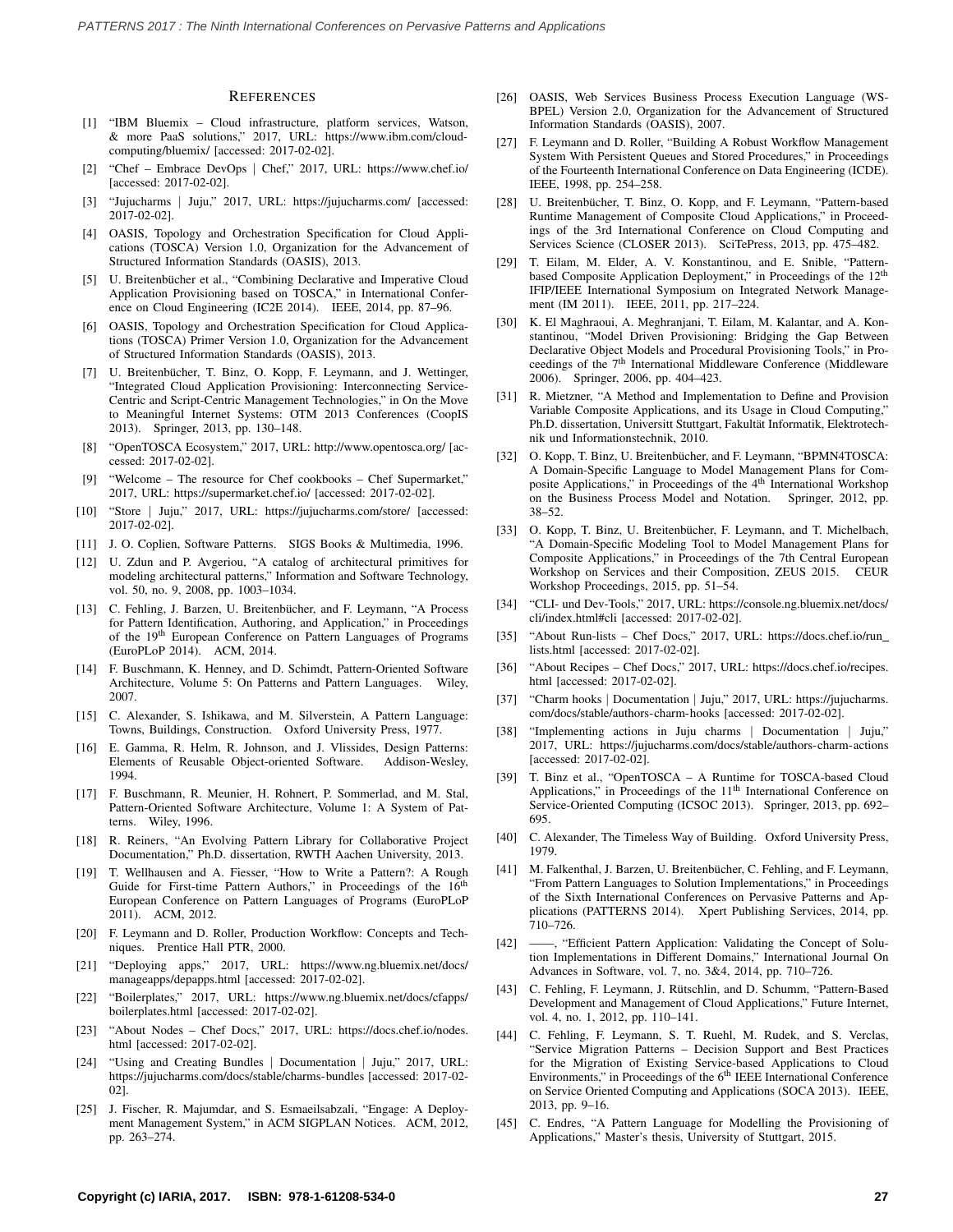## References

[1] "IBM Bluemix – Cloud infrastructure, platform services, Watson, & more PaaS solutions," 2017, URL: https://www.ibm.com/cloud-computing/bluemix/ [accessed: 2017-02-02].

[2] "Chef – Embrace DevOps | Chef," 2017, URL: https://www.chef.io/ [accessed: 2017-02-02].

[3] "Jujucharms | Juju," 2017, URL: https://jujucharms.com/ [accessed: 2017-02-02].

[4] OASIS, Topology and Orchestration Specification for Cloud Applications (TOSCA) Version 1.0, Organization for the Advancement of Structured Information Standards (OASIS), 2013.

[5] U. Breitenbücher et al., "Combining Declarative and Imperative Cloud Application Provisioning based on TOSCA," in International Conference on Cloud Engineering (IC2E 2014). IEEE, 2014, pp. 87–96.

[6] OASIS, Topology and Orchestration Specification for Cloud Applications (TOSCA) Primer Version 1.0, Organization for the Advancement of Structured Information Standards (OASIS), 2013.

[7] U. Breitenbücher, T. Binz, O. Kopp, F. Leymann, and J. Wettinger, "Integrated Cloud Application Provisioning: Interconnecting Service-Centric and Script-Centric Management Technologies," in On the Move to Meaningful Internet Systems: OTM 2013 Conferences (CoopIS 2013). Springer, 2013, pp. 130–148.

[8] "OpenTOSCA Ecosystem," 2017, URL: http://www.opentosca.org/ [accessed: 2017-02-02].

[9] "Welcome – The resource for Chef cookbooks – Chef Supermarket," 2017, URL: https://supermarket.chef.io/ [accessed: 2017-02-02].

[10] "Store | Juju," 2017, URL: https://jujucharms.com/store/ [accessed: 2017-02-02].

[11] J. O. Coplien, Software Patterns. SIGS Books & Multimedia, 1996.

[12] U. Zdun and P. Avgeriou, "A catalog of architectural primitives for modeling architectural patterns," Information and Software Technology, vol. 50, no. 9, 2008, pp. 1003–1034.

[13] C. Fehling, J. Barzen, U. Breitenbücher, and F. Leymann, "A Process for Pattern Identification, Authoring, and Application," in Proceedings of the 19th European Conference on Pattern Languages of Programs (EuroPLoP 2014). ACM, 2014.

[14] F. Buschmann, K. Henney, and D. Schimdt, Pattern-Oriented Software Architecture, Volume 5: On Patterns and Pattern Languages. Wiley, 2007.

[15] C. Alexander, S. Ishikawa, and M. Silverstein, A Pattern Language: Towns, Buildings, Construction. Oxford University Press, 1977.

[16] E. Gamma, R. Helm, R. Johnson, and J. Vlissides, Design Patterns: Elements of Reusable Object-oriented Software. Addison-Wesley, 1994.

[17] F. Buschmann, R. Meunier, H. Rohnert, P. Sommerlad, and M. Stal, Pattern-Oriented Software Architecture, Volume 1: A System of Patterns. Wiley, 1996.

[18] R. Reiners, "An Evolving Pattern Library for Collaborative Project Documentation," Ph.D. dissertation, RWTH Aachen University, 2013.

[19] T. Wellhausen and A. Fiesser, "How to Write a Pattern?: A Rough Guide for First-time Pattern Authors," in Proceedings of the 16th European Conference on Pattern Languages of Programs (EuroPLoP 2011). ACM, 2012.

[20] F. Leymann and D. Roller, Production Workflow: Concepts and Techniques. Prentice Hall PTR, 2000.

[21] "Deploying apps," 2017, URL: https://www.ng.bluemix.net/docs/manageapps/depapps.html [accessed: 2017-02-02].

[22] "Boilerplates," 2017, URL: https://www.ng.bluemix.net/docs/cfapps/boilerplates.html [accessed: 2017-02-02].

[23] "About Nodes – Chef Docs," 2017, URL: https://docs.chef.io/nodes.html [accessed: 2017-02-02].

[24] "Using and Creating Bundles | Documentation | Juju," 2017, URL: https://jujucharms.com/docs/stable/charms-bundles [accessed: 2017-02-02].

[25] J. Fischer, R. Majumdar, and S. Esmaeilsabzali, "Engage: A Deployment Management System," in ACM SIGPLAN Notices. ACM, 2012, pp. 263–274.

[26] OASIS, Web Services Business Process Execution Language (WS-BPEL) Version 2.0, Organization for the Advancement of Structured Information Standards (OASIS), 2007.

[27] F. Leymann and D. Roller, "Building A Robust Workflow Management System With Persistent Queues and Stored Procedures," in Proceedings of the Fourteenth International Conference on Data Engineering (ICDE). IEEE, 1998, pp. 254–258.

[28] U. Breitenbücher, T. Binz, O. Kopp, and F. Leymann, "Pattern-based Runtime Management of Composite Cloud Applications," in Proceedings of the 3rd International Conference on Cloud Computing and Services Science (CLOSER 2013). SciTePress, 2013, pp. 475–482.

[29] T. Eilam, M. Elder, A. V. Konstantinou, and E. Snible, "Pattern-based Composite Application Deployment," in Proceedings of the 12th IFIP/IEEE International Symposium on Integrated Network Management (IM 2011). IEEE, 2011, pp. 217–224.

[30] K. El Maghraoui, A. Meghranjani, T. Eilam, M. Kalantar, and A. Konstantinou, "Model Driven Provisioning: Bridging the Gap Between Declarative Object Models and Procedural Provisioning Tools," in Proceedings of the 7th International Middleware Conference (Middleware 2006). Springer, 2006, pp. 404–423.

[31] R. Mietzner, "A Method and Implementation to Define and Provision Variable Composite Applications, and its Usage in Cloud Computing," Ph.D. dissertation, Universitt Stuttgart, Fakultät Informatik, Elektrotechnik und Informationstechnik, 2010.

[32] O. Kopp, T. Binz, U. Breitenbücher, and F. Leymann, "BPMN4TOSCA: A Domain-Specific Language to Model Management Plans for Composite Applications," in Proceedings of the 4th International Workshop on the Business Process Model and Notation. Springer, 2012, pp. 38–52.

[33] O. Kopp, T. Binz, U. Breitenbücher, F. Leymann, and T. Michelbach, "A Domain-Specific Modeling Tool to Model Management Plans for Composite Applications," in Proceedings of the 7th Central European Workshop on Services and their Composition, ZEUS 2015. CEUR Workshop Proceedings, 2015, pp. 51–54.

[34] "CLI- und Dev-Tools," 2017, URL: https://console.ng.bluemix.net/docs/cli/index.html#cli [accessed: 2017-02-02].

[35] "About Run-lists – Chef Docs," 2017, URL: https://docs.chef.io/run_lists.html [accessed: 2017-02-02].

[36] "About Recipes – Chef Docs," 2017, URL: https://docs.chef.io/recipes.html [accessed: 2017-02-02].

[37] "Charm hooks | Documentation | Juju," 2017, URL: https://jujucharms.com/docs/stable/authors-charm-hooks [accessed: 2017-02-02].

[38] "Implementing actions in Juju charms | Documentation | Juju," 2017, URL: https://jujucharms.com/docs/stable/authors-charm-actions [accessed: 2017-02-02].

[39] T. Binz et al., "OpenTOSCA – A Runtime for TOSCA-based Cloud Applications," in Proceedings of the 11th International Conference on Service-Oriented Computing (ICSOC 2013). Springer, 2013, pp. 692–695.

[40] C. Alexander, The Timeless Way of Building. Oxford University Press, 1979.

[41] M. Falkenthal, J. Barzen, U. Breitenbücher, C. Fehling, and F. Leymann, "From Pattern Languages to Solution Implementations," in Proceedings of the Sixth International Conferences on Pervasive Patterns and Applications (PATTERNS 2014). Xpert Publishing Services, 2014, pp. 710–726.

[42] ——, "Efficient Pattern Application: Validating the Concept of Solution Implementations in Different Domains," International Journal On Advances in Software, vol. 7, no. 3&4, 2014, pp. 710–726.

[43] C. Fehling, F. Leymann, J. Rütschlin, and D. Schumm, "Pattern-Based Development and Management of Cloud Applications," Future Internet, vol. 4, no. 1, 2012, pp. 110–141.

[44] C. Fehling, F. Leymann, S. T. Ruehl, M. Rudek, and S. Verclas, "Service Migration Patterns – Decision Support and Best Practices for the Migration of Existing Service-based Applications to Cloud Environments," in Proceedings of the 6th IEEE International Conference on Service Oriented Computing and Applications (SOCA 2013). IEEE, 2013, pp. 9–16.

[45] C. Endres, "A Pattern Language for Modelling the Provisioning of Applications," Master's thesis, University of Stuttgart, 2015.